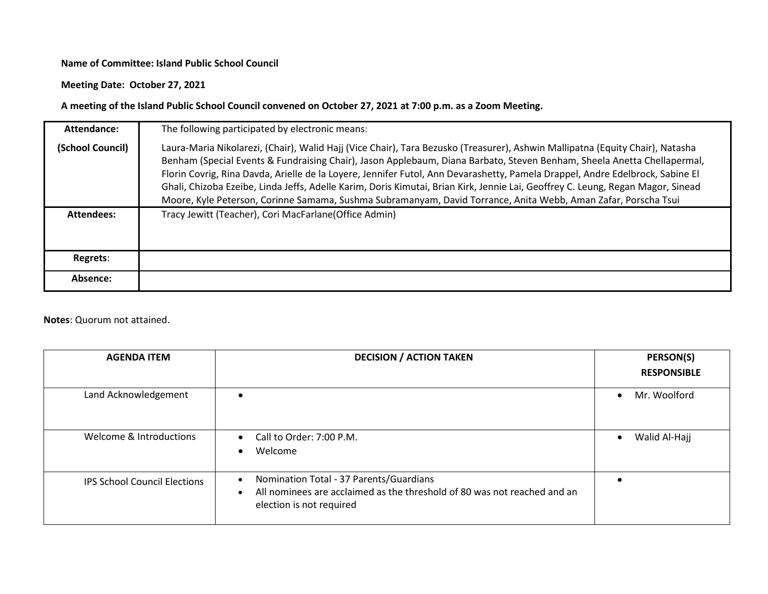**Name of Committee: Island Public School Council**

**Meeting Date: October 27, 2021**

**A meeting of the Island Public School Council convened on October 27, 2021 at 7:00 p.m. as a Zoom Meeting.**

| **Attendance:** | The following participated by electronic means: |
|---|---|
| **(School Council)** | Laura-Maria Nikolarezi, (Chair), Walid Hajj (Vice Chair), Tara Bezusko (Treasurer), Ashwin Mallipatna (Equity Chair), Natasha Benham (Special Events & Fundraising Chair), Jason Applebaum, Diana Barbato, Steven Benham, Sheela Anetta Chellapermal, Florin Covrig, Rina Davda, Arielle de la Loyere, Jennifer Futol, Ann Devarashetty, Pamela Drappel, Andre Edelbrock, Sabine El Ghali, Chizoba Ezeibe, Linda Jeffs, Adelle Karim, Doris Kimutai, Brian Kirk, Jennie Lai, Geoffrey C. Leung, Regan Magor, Sinead Moore, Kyle Peterson, Corinne Samama, Sushma Subramanyam, David Torrance, Anita Webb, Aman Zafar, Porscha Tsui |
| **Attendees:** | Tracy Jewitt (Teacher), Cori MacFarlane(Office Admin) |
| **Regrets**: | |
| **Absence:** | |

**Notes**: Quorum not attained.

| **AGENDA ITEM** | **DECISION / ACTION TAKEN** | **PERSON(S) RESPONSIBLE** |
|---|---|---|
| Land Acknowledgement | • | • Mr. Woolford |
| Welcome & Introductions | • Call to Order: 7:00 P.M.<br>• Welcome | • Walid Al-Hajj |
| IPS School Council Elections | • Nomination Total - 37 Parents/Guardians<br>• All nominees are acclaimed as the threshold of 80 was not reached and an election is not required | • |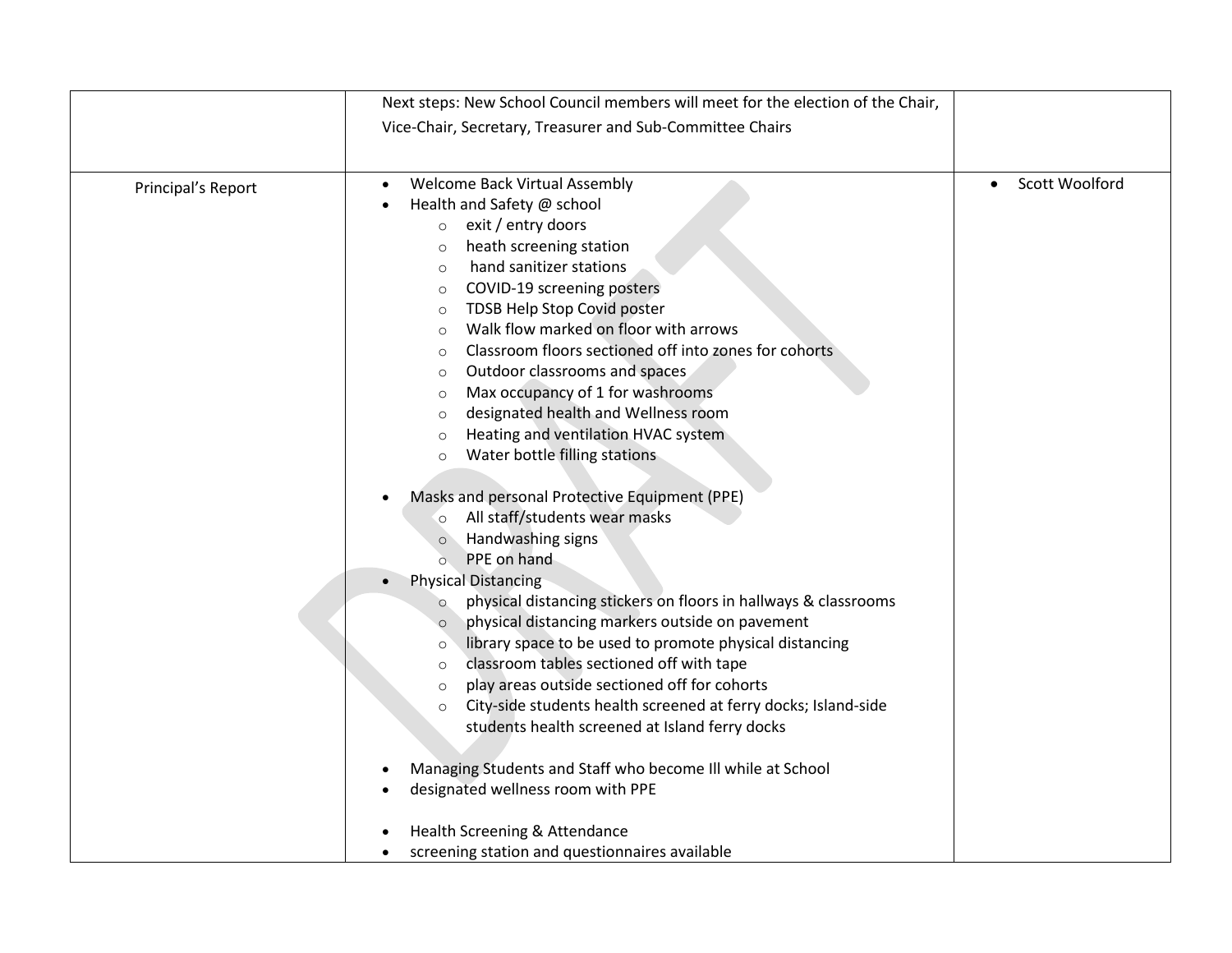| | | |
|---|---|---|
| | Next steps: New School Council members will meet for the election of the Chair, Vice-Chair, Secretary, Treasurer and Sub-Committee Chairs | |
| Principal's Report | • Welcome Back Virtual Assembly<br>• Health and Safety @ school<br>  ○ exit / entry doors<br>  ○ heath screening station<br>  ○ hand sanitizer stations<br>  ○ COVID-19 screening posters<br>  ○ TDSB Help Stop Covid poster<br>  ○ Walk flow marked on floor with arrows<br>  ○ Classroom floors sectioned off into zones for cohorts<br>  ○ Outdoor classrooms and spaces<br>  ○ Max occupancy of 1 for washrooms<br>  ○ designated health and Wellness room<br>  ○ Heating and ventilation HVAC system<br>  ○ Water bottle filling stations<br><br>• Masks and personal Protective Equipment (PPE)<br>  ○ All staff/students wear masks<br>  ○ Handwashing signs<br>  ○ PPE on hand<br>• Physical Distancing<br>  ○ physical distancing stickers on floors in hallways & classrooms<br>  ○ physical distancing markers outside on pavement<br>  ○ library space to be used to promote physical distancing<br>  ○ classroom tables sectioned off with tape<br>  ○ play areas outside sectioned off for cohorts<br>  ○ City-side students health screened at ferry docks; Island-side students health screened at Island ferry docks<br><br>• Managing Students and Staff who become Ill while at School<br>• designated wellness room with PPE<br><br>• Health Screening & Attendance<br>• screening station and questionnaires available | • Scott Woolford |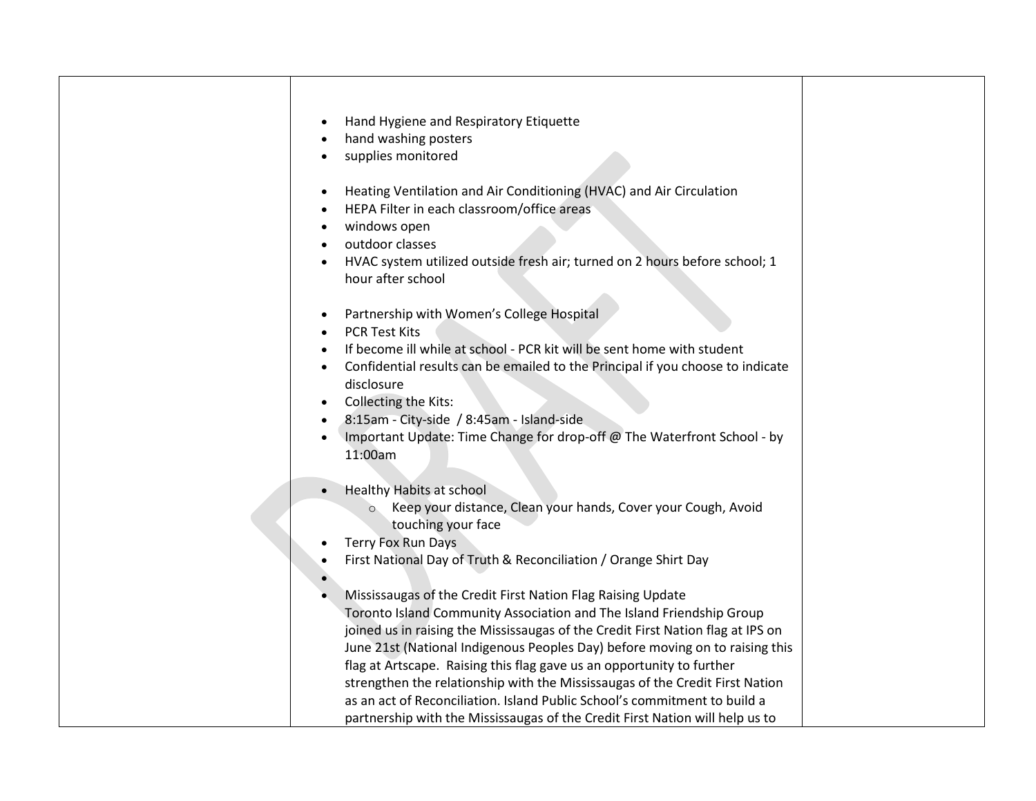| | | |
|---|---|---|
| | • Hand Hygiene and Respiratory Etiquette<br>• hand washing posters<br>• supplies monitored<br><br>• Heating Ventilation and Air Conditioning (HVAC) and Air Circulation<br>• HEPA Filter in each classroom/office areas<br>• windows open<br>• outdoor classes<br>• HVAC system utilized outside fresh air; turned on 2 hours before school; 1 hour after school<br><br>• Partnership with Women's College Hospital<br>• PCR Test Kits<br>• If become ill while at school - PCR kit will be sent home with student<br>• Confidential results can be emailed to the Principal if you choose to indicate disclosure<br>• Collecting the Kits:<br>• 8:15am - City-side / 8:45am - Island-side<br>• Important Update: Time Change for drop-off @ The Waterfront School - by 11:00am<br><br>• Healthy Habits at school<br>&nbsp;&nbsp;&nbsp;&nbsp;○ Keep your distance, Clean your hands, Cover your Cough, Avoid touching your face<br>• Terry Fox Run Days<br>• First National Day of Truth & Reconciliation / Orange Shirt Day<br>•<br>• Mississaugas of the Credit First Nation Flag Raising Update<br>Toronto Island Community Association and The Island Friendship Group joined us in raising the Mississaugas of the Credit First Nation flag at IPS on June 21st (National Indigenous Peoples Day) before moving on to raising this flag at Artscape. Raising this flag gave us an opportunity to further strengthen the relationship with the Mississaugas of the Credit First Nation as an act of Reconciliation. Island Public School's commitment to build a partnership with the Mississaugas of the Credit First Nation will help us to | |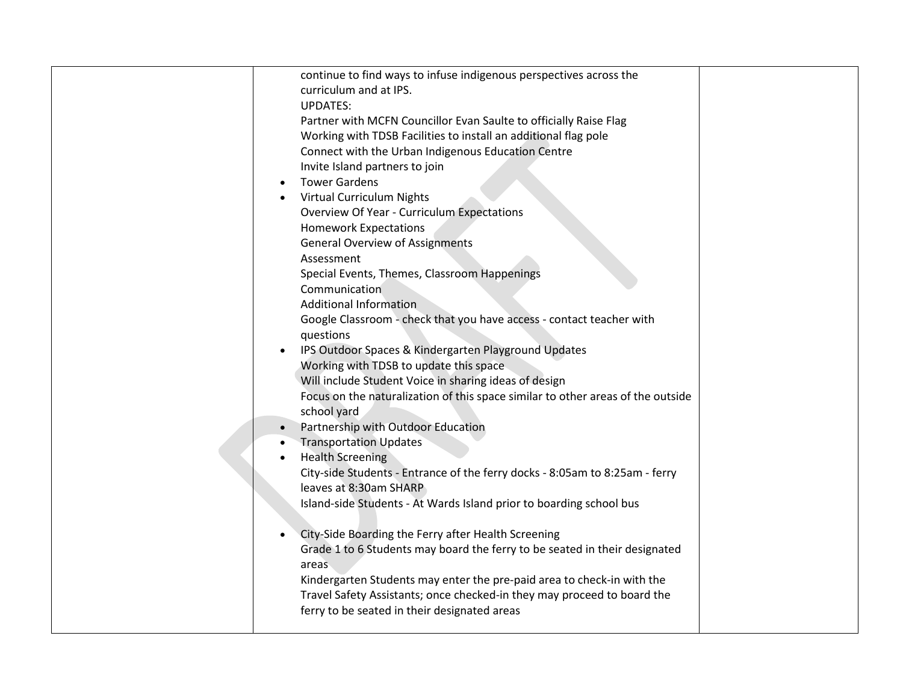| | continue to find ways to infuse indigenous perspectives across the curriculum and at IPS.<br>UPDATES:<br>Partner with MCFN Councillor Evan Saulte to officially Raise Flag<br>Working with TDSB Facilities to install an additional flag pole<br>Connect with the Urban Indigenous Education Centre<br>Invite Island partners to join<br>• Tower Gardens<br>• Virtual Curriculum Nights<br>Overview Of Year - Curriculum Expectations<br>Homework Expectations<br>General Overview of Assignments<br>Assessment<br>Special Events, Themes, Classroom Happenings<br>Communication<br>Additional Information<br>Google Classroom - check that you have access - contact teacher with questions<br>• IPS Outdoor Spaces & Kindergarten Playground Updates<br>Working with TDSB to update this space<br>Will include Student Voice in sharing ideas of design<br>Focus on the naturalization of this space similar to other areas of the outside school yard<br>• Partnership with Outdoor Education<br>• Transportation Updates<br>• Health Screening<br>City-side Students - Entrance of the ferry docks - 8:05am to 8:25am - ferry leaves at 8:30am SHARP<br>Island-side Students - At Wards Island prior to boarding school bus<br><br>• City-Side Boarding the Ferry after Health Screening<br>Grade 1 to 6 Students may board the ferry to be seated in their designated areas<br>Kindergarten Students may enter the pre-paid area to check-in with the Travel Safety Assistants; once checked-in they may proceed to board the ferry to be seated in their designated areas | |
|---|---|---|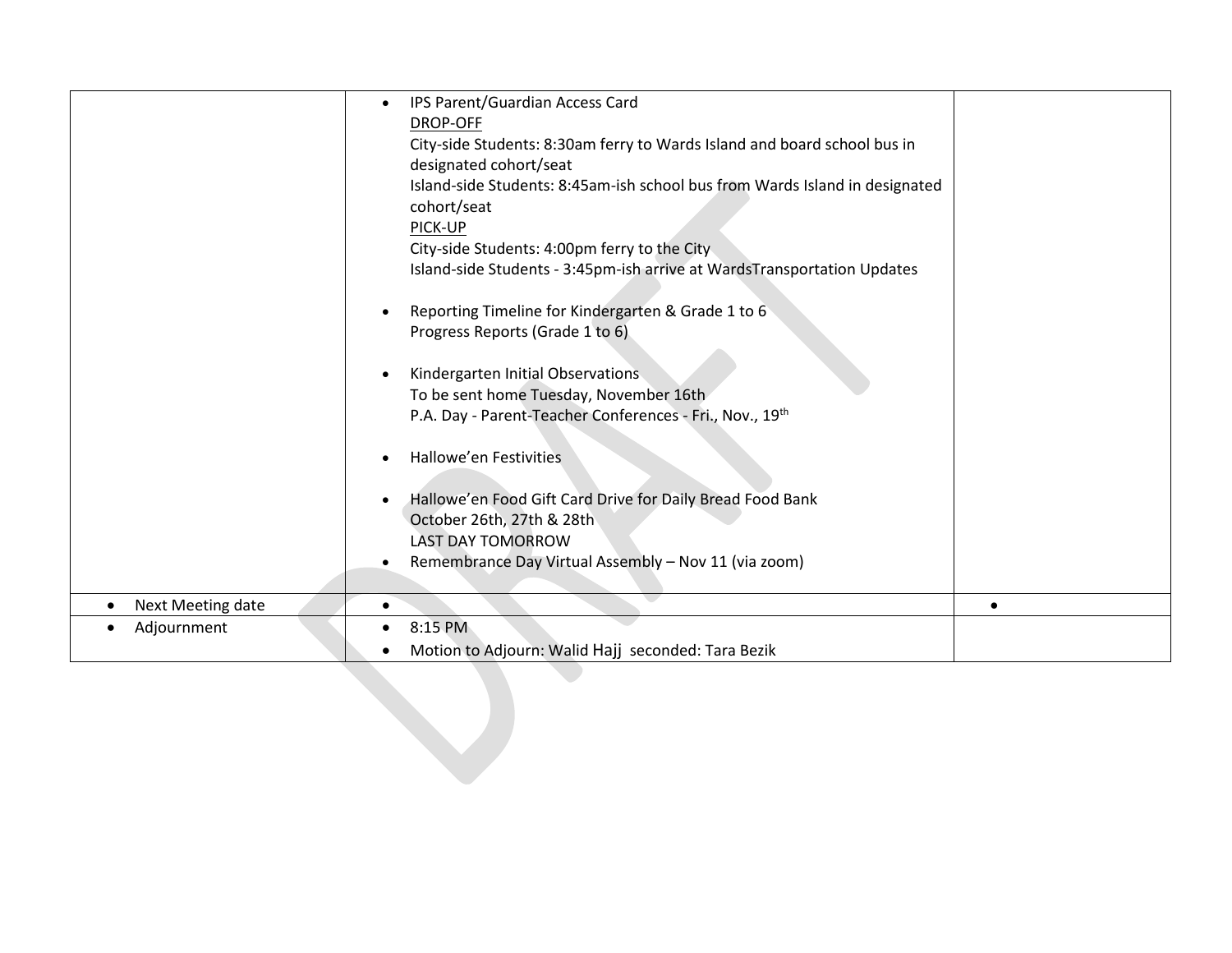| | | |
|---|---|---|
| | • IPS Parent/Guardian Access Card<br>DROP-OFF<br>City-side Students: 8:30am ferry to Wards Island and board school bus in designated cohort/seat<br>Island-side Students: 8:45am-ish school bus from Wards Island in designated cohort/seat<br>PICK-UP<br>City-side Students: 4:00pm ferry to the City<br>Island-side Students - 3:45pm-ish arrive at WardsTransportation Updates<br><br>• Reporting Timeline for Kindergarten & Grade 1 to 6<br>Progress Reports (Grade 1 to 6)<br><br>• Kindergarten Initial Observations<br>To be sent home Tuesday, November 16th<br>P.A. Day - Parent-Teacher Conferences - Fri., Nov., 19th<br><br>• Hallowe'en Festivities<br><br>• Hallowe'en Food Gift Card Drive for Daily Bread Food Bank<br>October 26th, 27th & 28th<br>LAST DAY TOMORROW<br>• Remembrance Day Virtual Assembly – Nov 11 (via zoom) | |
| • Next Meeting date | • | • |
| • Adjournment | • 8:15 PM<br>• Motion to Adjourn: Walid Hajj seconded: Tara Bezik | |